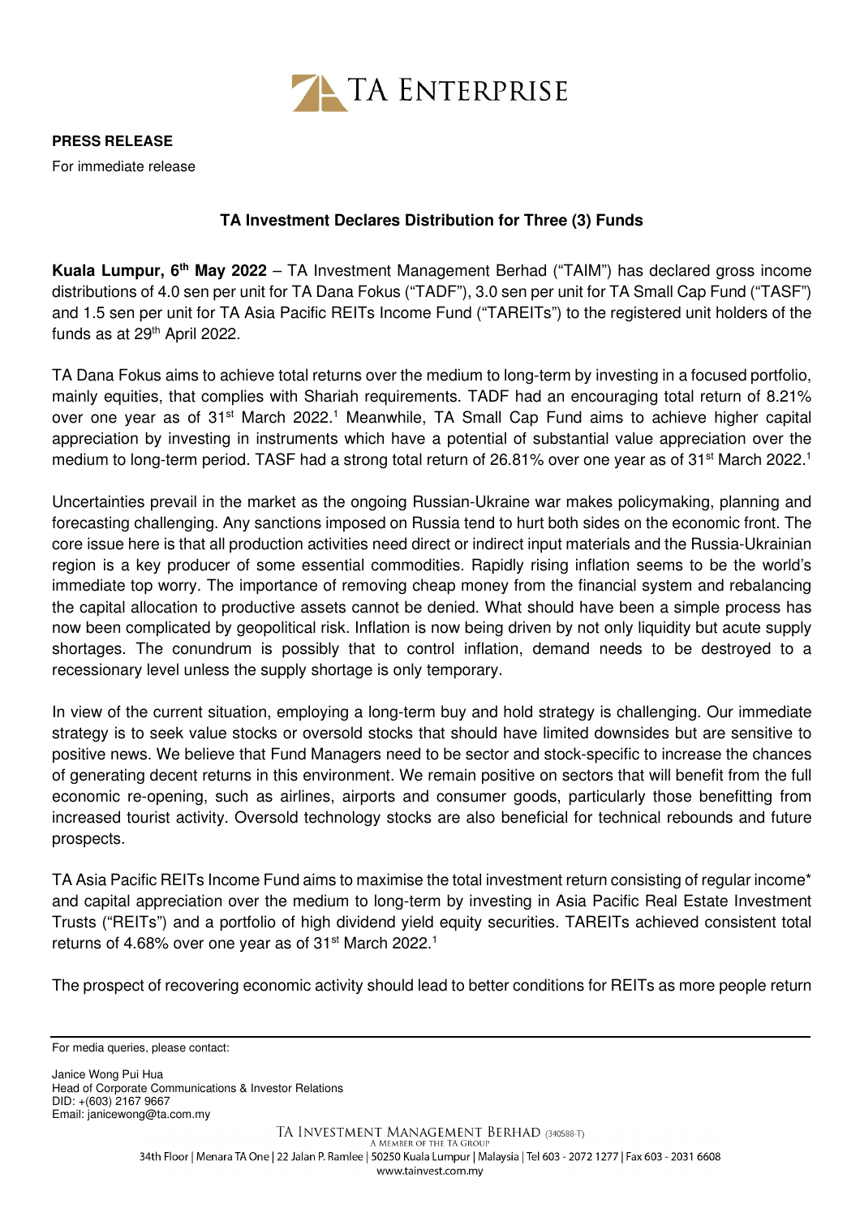**PRESS RELEASE**

For immediate release

## TA Investment Declares Distribution for Three (3) Funds

**Kuala Lumpur, 6th May 2022** – TA Investment Management Berhad ("TAIM") has declared gross income distributions of 4.0 sen per unit for TA Dana Fokus ("TADF"), 3.0 sen per unit for TA Small Cap Fund ("TASF") and 1.5 sen per unit for TA Asia Pacific REITs Income Fund ("TAREITs") to the registered unit holders of the funds as at 29th April 2022.

TA Dana Fokus aims to achieve total returns over the medium to long-term by investing in a focused portfolio, mainly equities, that complies with Shariah requirements. TADF had an encouraging total return of 8.21% over one year as of 31st March 2022.[1] Meanwhile, TA Small Cap Fund aims to achieve higher capital appreciation by investing in instruments which have a potential of substantial value appreciation over the medium to long-term period. TASF had a strong total return of 26.81% over one year as of 31st March 2022.[1]

Uncertainties prevail in the market as the ongoing Russian-Ukraine war makes policymaking, planning and forecasting challenging. Any sanctions imposed on Russia tend to hurt both sides on the economic front. The core issue here is that all production activities need direct or indirect input materials and the Russia-Ukrainian region is a key producer of some essential commodities. Rapidly rising inflation seems to be the world's immediate top worry. The importance of removing cheap money from the financial system and rebalancing the capital allocation to productive assets cannot be denied. What should have been a simple process has now been complicated by geopolitical risk. Inflation is now being driven by not only liquidity but acute supply shortages. The conundrum is possibly that to control inflation, demand needs to be destroyed to a recessionary level unless the supply shortage is only temporary.

In view of the current situation, employing a long-term buy and hold strategy is challenging. Our immediate strategy is to seek value stocks or oversold stocks that should have limited downsides but are sensitive to positive news. We believe that Fund Managers need to be sector and stock-specific to increase the chances of generating decent returns in this environment. We remain positive on sectors that will benefit from the full economic re-opening, such as airlines, airports and consumer goods, particularly those benefitting from increased tourist activity. Oversold technology stocks are also beneficial for technical rebounds and future prospects.

TA Asia Pacific REITs Income Fund aims to maximise the total investment return consisting of regular income* and capital appreciation over the medium to long-term by investing in Asia Pacific Real Estate Investment Trusts ("REITs") and a portfolio of high dividend yield equity securities. TAREITs achieved consistent total returns of 4.68% over one year as of 31st March 2022.[1]

The prospect of recovering economic activity should lead to better conditions for REITs as more people return

---

For media queries, please contact:

Janice Wong Pui Hua
Head of Corporate Communications & Investor Relations
DID: +(603) 2167 9667
Email: janicewong@ta.com.my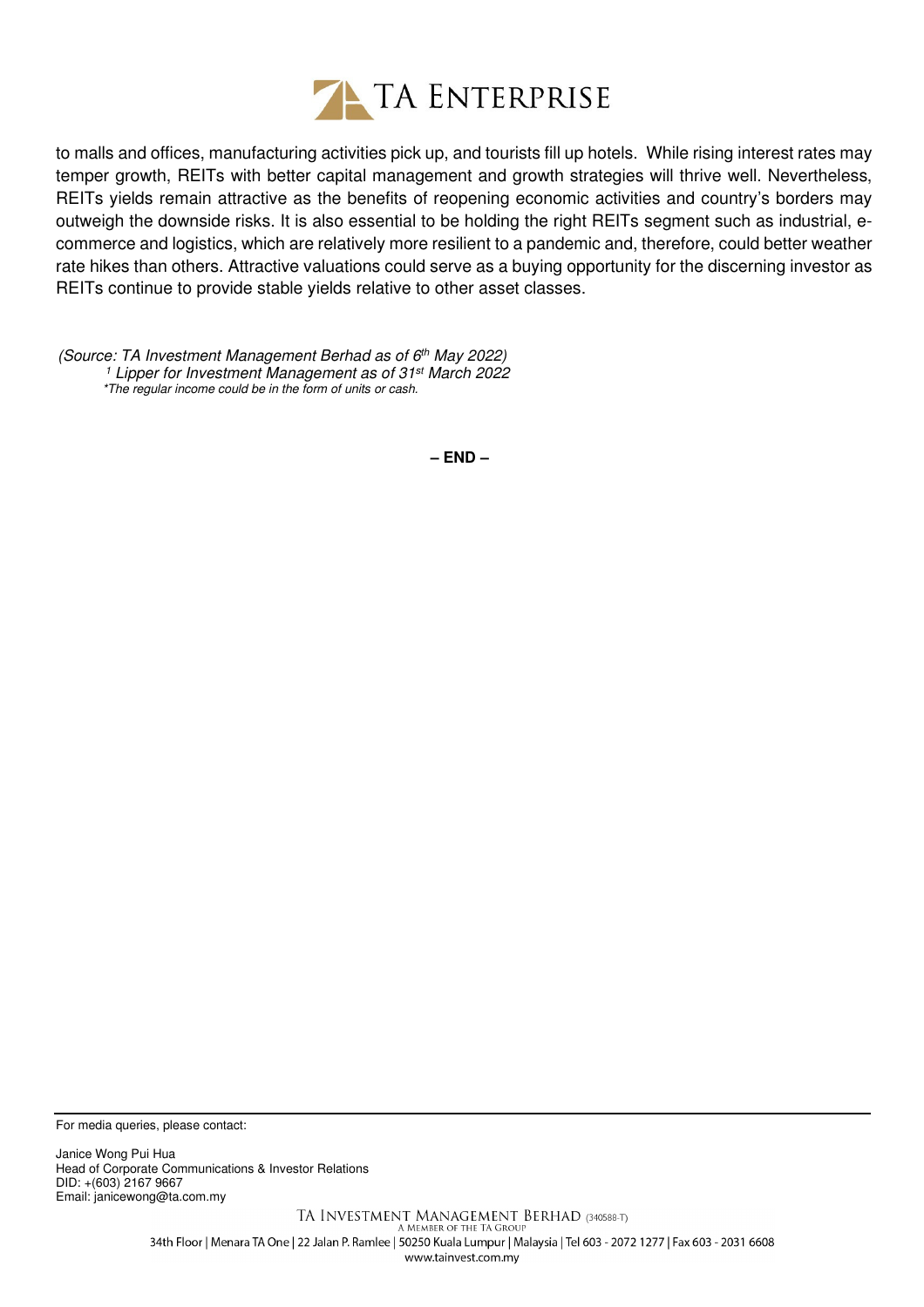to malls and offices, manufacturing activities pick up, and tourists fill up hotels. While rising interest rates may temper growth, REITs with better capital management and growth strategies will thrive well. Nevertheless, REITs yields remain attractive as the benefits of reopening economic activities and country's borders may outweigh the downside risks. It is also essential to be holding the right REITs segment such as industrial, e-commerce and logistics, which are relatively more resilient to a pandemic and, therefore, could better weather rate hikes than others. Attractive valuations could serve as a buying opportunity for the discerning investor as REITs continue to provide stable yields relative to other asset classes.

*(Source: TA Investment Management Berhad as of 6th May 2022)*
*[1] Lipper for Investment Management as of 31st March 2022*
*\*The regular income could be in the form of units or cash.*

**– END –**

For media queries, please contact:

Janice Wong Pui Hua
Head of Corporate Communications & Investor Relations
DID: +(603) 2167 9667
Email: janicewong@ta.com.my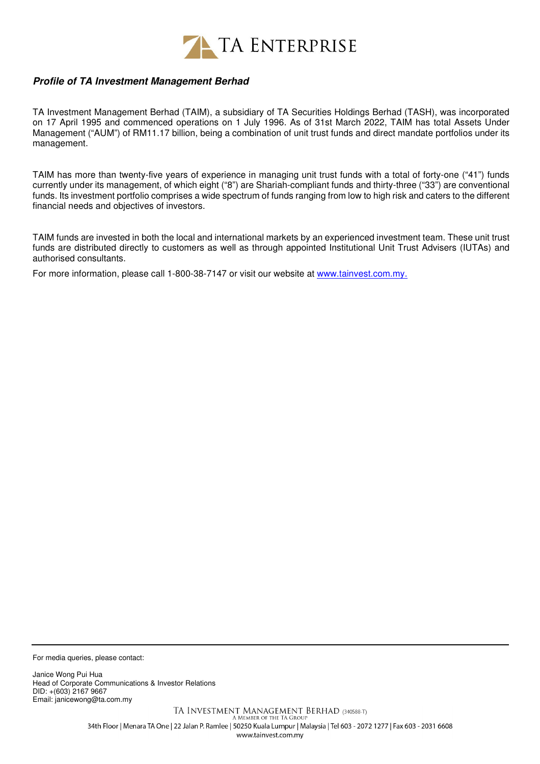***Profile of TA Investment Management Berhad***

TA Investment Management Berhad (TAIM), a subsidiary of TA Securities Holdings Berhad (TASH), was incorporated on 17 April 1995 and commenced operations on 1 July 1996. As of 31st March 2022, TAIM has total Assets Under Management ("AUM") of RM11.17 billion, being a combination of unit trust funds and direct mandate portfolios under its management.

TAIM has more than twenty-five years of experience in managing unit trust funds with a total of forty-one ("41") funds currently under its management, of which eight ("8") are Shariah-compliant funds and thirty-three ("33") are conventional funds. Its investment portfolio comprises a wide spectrum of funds ranging from low to high risk and caters to the different financial needs and objectives of investors.

TAIM funds are invested in both the local and international markets by an experienced investment team. These unit trust funds are distributed directly to customers as well as through appointed Institutional Unit Trust Advisers (IUTAs) and authorised consultants.

For more information, please call 1-800-38-7147 or visit our website at www.tainvest.com.my.

For media queries, please contact:

Janice Wong Pui Hua
Head of Corporate Communications & Investor Relations
DID: +(603) 2167 9667
Email: janicewong@ta.com.my

TA INVESTMENT MANAGEMENT BERHAD (340588-T)
A MEMBER OF THE TA GROUP
34th Floor | Menara TA One | 22 Jalan P. Ramlee | 50250 Kuala Lumpur | Malaysia | Tel 603 - 2072 1277 | Fax 603 - 2031 6608
www.tainvest.com.my